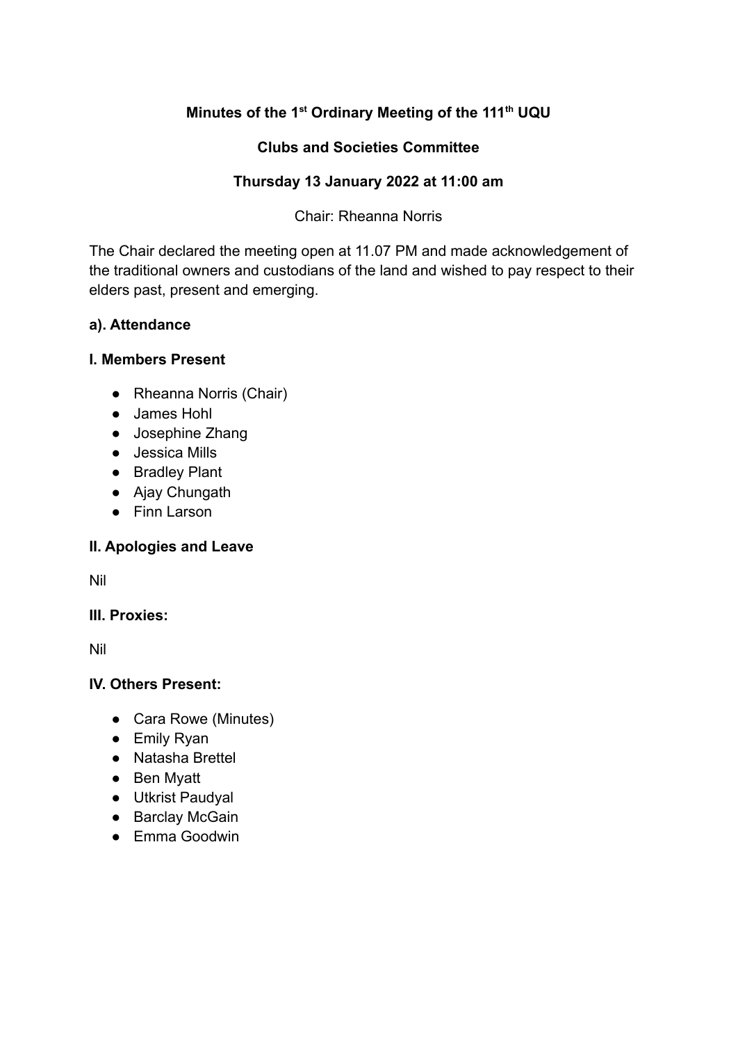**Minutes of the 1st Ordinary Meeting of the 111th UQU**

**Clubs and Societies Committee**

**Thursday 13 January 2022 at 11:00 am**

Chair: Rheanna Norris

The Chair declared the meeting open at 11.07 PM and made acknowledgement of the traditional owners and custodians of the land and wished to pay respect to their elders past, present and emerging.

### a). Attendance

### I. Members Present

- Rheanna Norris (Chair)
- James Hohl
- Josephine Zhang
- Jessica Mills
- Bradley Plant
- Ajay Chungath
- Finn Larson

### II. Apologies and Leave

Nil

### III. Proxies:

Nil

### IV. Others Present:

- Cara Rowe (Minutes)
- Emily Ryan
- Natasha Brettel
- Ben Myatt
- Utkrist Paudyal
- Barclay McGain
- Emma Goodwin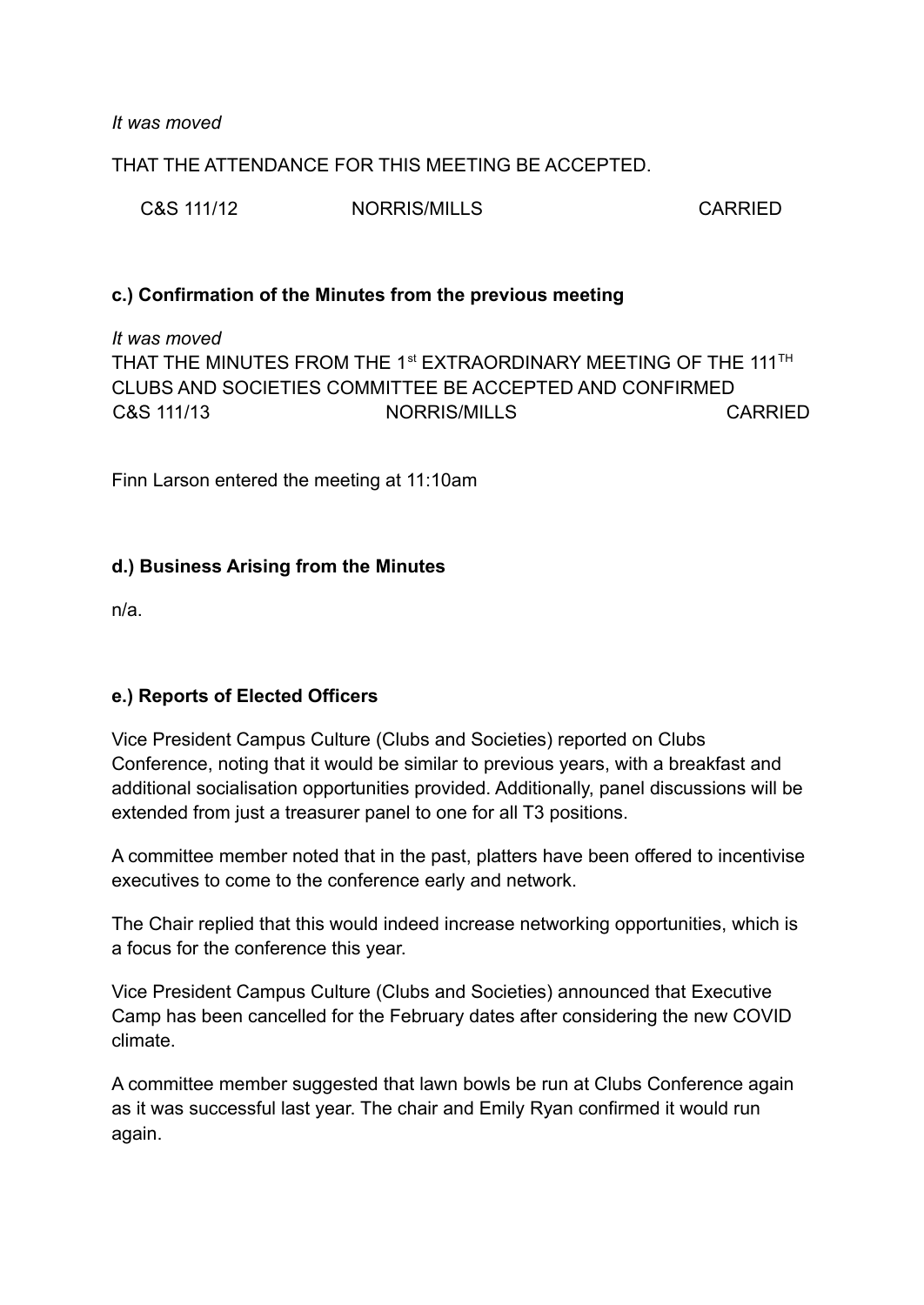*It was moved*

THAT THE ATTENDANCE FOR THIS MEETING BE ACCEPTED.

| C&S 111/12 | NORRIS/MILLS | CARRIED |
|---|---|---|

**c.) Confirmation of the Minutes from the previous meeting**

*It was moved*

THAT THE MINUTES FROM THE 1st EXTRAORDINARY MEETING OF THE 111TH CLUBS AND SOCIETIES COMMITTEE BE ACCEPTED AND CONFIRMED

| C&S 111/13 | NORRIS/MILLS | CARRIED |
|---|---|---|

Finn Larson entered the meeting at 11:10am

**d.) Business Arising from the Minutes**

n/a.

**e.) Reports of Elected Officers**

Vice President Campus Culture (Clubs and Societies) reported on Clubs Conference, noting that it would be similar to previous years, with a breakfast and additional socialisation opportunities provided. Additionally, panel discussions will be extended from just a treasurer panel to one for all T3 positions.

A committee member noted that in the past, platters have been offered to incentivise executives to come to the conference early and network.

The Chair replied that this would indeed increase networking opportunities, which is a focus for the conference this year.

Vice President Campus Culture (Clubs and Societies) announced that Executive Camp has been cancelled for the February dates after considering the new COVID climate.

A committee member suggested that lawn bowls be run at Clubs Conference again as it was successful last year. The chair and Emily Ryan confirmed it would run again.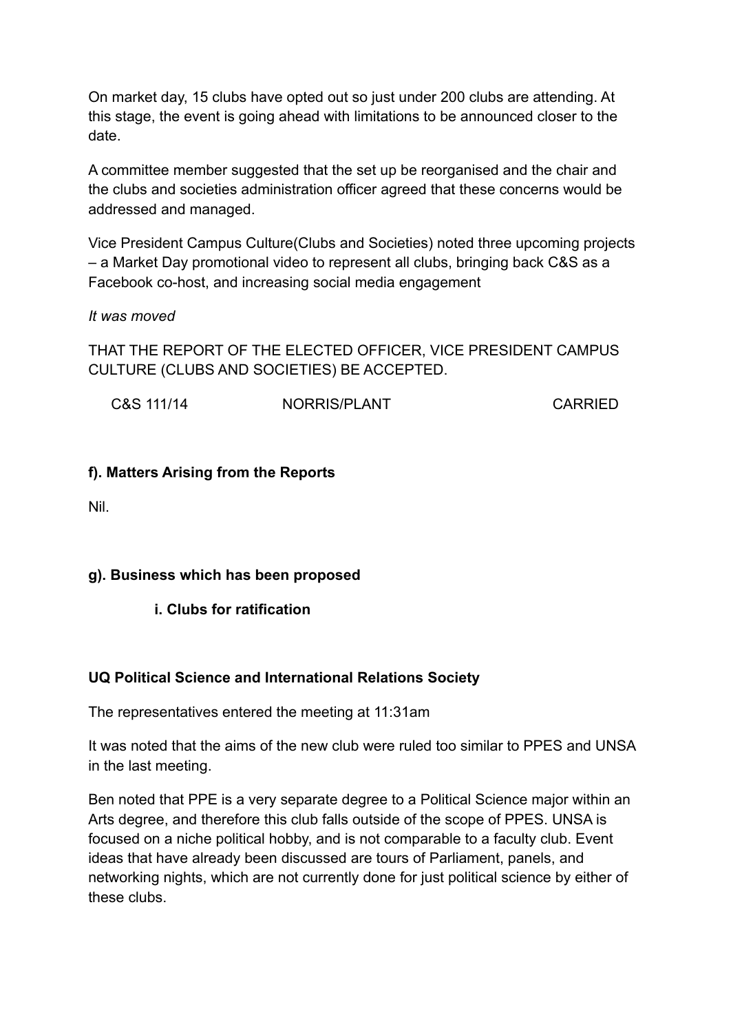On market day, 15 clubs have opted out so just under 200 clubs are attending. At this stage, the event is going ahead with limitations to be announced closer to the date.

A committee member suggested that the set up be reorganised and the chair and the clubs and societies administration officer agreed that these concerns would be addressed and managed.

Vice President Campus Culture(Clubs and Societies) noted three upcoming projects – a Market Day promotional video to represent all clubs, bringing back C&S as a Facebook co-host, and increasing social media engagement

*It was moved*

THAT THE REPORT OF THE ELECTED OFFICER, VICE PRESIDENT CAMPUS CULTURE (CLUBS AND SOCIETIES) BE ACCEPTED.

C&S 111/14 NORRIS/PLANT CARRIED

**f). Matters Arising from the Reports**

Nil.

**g). Business which has been proposed**

**i. Clubs for ratification**

**UQ Political Science and International Relations Society**

The representatives entered the meeting at 11:31am

It was noted that the aims of the new club were ruled too similar to PPES and UNSA in the last meeting.

Ben noted that PPE is a very separate degree to a Political Science major within an Arts degree, and therefore this club falls outside of the scope of PPES. UNSA is focused on a niche political hobby, and is not comparable to a faculty club. Event ideas that have already been discussed are tours of Parliament, panels, and networking nights, which are not currently done for just political science by either of these clubs.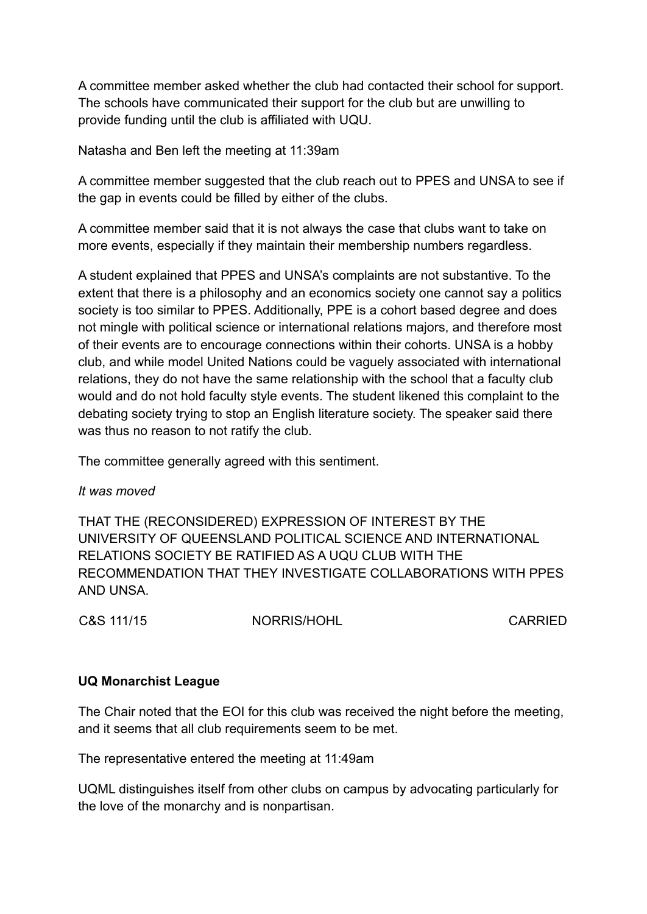A committee member asked whether the club had contacted their school for support. The schools have communicated their support for the club but are unwilling to provide funding until the club is affiliated with UQU.

Natasha and Ben left the meeting at 11:39am

A committee member suggested that the club reach out to PPES and UNSA to see if the gap in events could be filled by either of the clubs.

A committee member said that it is not always the case that clubs want to take on more events, especially if they maintain their membership numbers regardless.

A student explained that PPES and UNSA's complaints are not substantive. To the extent that there is a philosophy and an economics society one cannot say a politics society is too similar to PPES. Additionally, PPE is a cohort based degree and does not mingle with political science or international relations majors, and therefore most of their events are to encourage connections within their cohorts. UNSA is a hobby club, and while model United Nations could be vaguely associated with international relations, they do not have the same relationship with the school that a faculty club would and do not hold faculty style events. The student likened this complaint to the debating society trying to stop an English literature society. The speaker said there was thus no reason to not ratify the club.

The committee generally agreed with this sentiment.

*It was moved*

THAT THE (RECONSIDERED) EXPRESSION OF INTEREST BY THE UNIVERSITY OF QUEENSLAND POLITICAL SCIENCE AND INTERNATIONAL RELATIONS SOCIETY BE RATIFIED AS A UQU CLUB WITH THE RECOMMENDATION THAT THEY INVESTIGATE COLLABORATIONS WITH PPES AND UNSA.

| C&S 111/15 | NORRIS/HOHL | CARRIED |
|---|---|---|

**UQ Monarchist League**

The Chair noted that the EOI for this club was received the night before the meeting, and it seems that all club requirements seem to be met.

The representative entered the meeting at 11:49am

UQML distinguishes itself from other clubs on campus by advocating particularly for the love of the monarchy and is nonpartisan.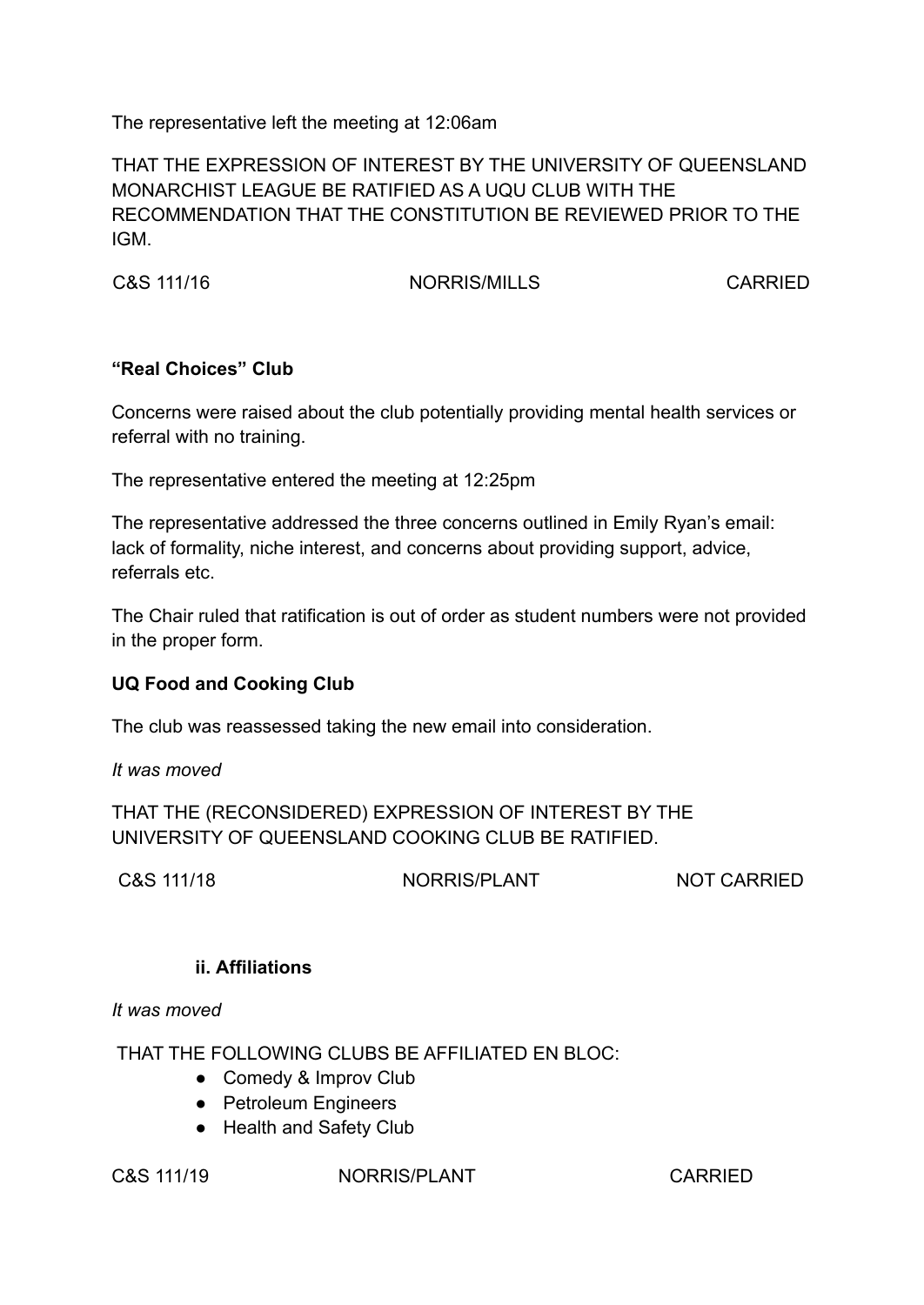The representative left the meeting at 12:06am

THAT THE EXPRESSION OF INTEREST BY THE UNIVERSITY OF QUEENSLAND MONARCHIST LEAGUE BE RATIFIED AS A UQU CLUB WITH THE RECOMMENDATION THAT THE CONSTITUTION BE REVIEWED PRIOR TO THE IGM.

C&S 111/16 NORRIS/MILLS CARRIED

**"Real Choices" Club**

Concerns were raised about the club potentially providing mental health services or referral with no training.

The representative entered the meeting at 12:25pm

The representative addressed the three concerns outlined in Emily Ryan's email: lack of formality, niche interest, and concerns about providing support, advice, referrals etc.

The Chair ruled that ratification is out of order as student numbers were not provided in the proper form.

**UQ Food and Cooking Club**

The club was reassessed taking the new email into consideration.

*It was moved*

THAT THE (RECONSIDERED) EXPRESSION OF INTEREST BY THE UNIVERSITY OF QUEENSLAND COOKING CLUB BE RATIFIED.

C&S 111/18 NORRIS/PLANT NOT CARRIED

**ii. Affiliations**

*It was moved*

THAT THE FOLLOWING CLUBS BE AFFILIATED EN BLOC:

- Comedy & Improv Club
- Petroleum Engineers
- Health and Safety Club

C&S 111/19 NORRIS/PLANT CARRIED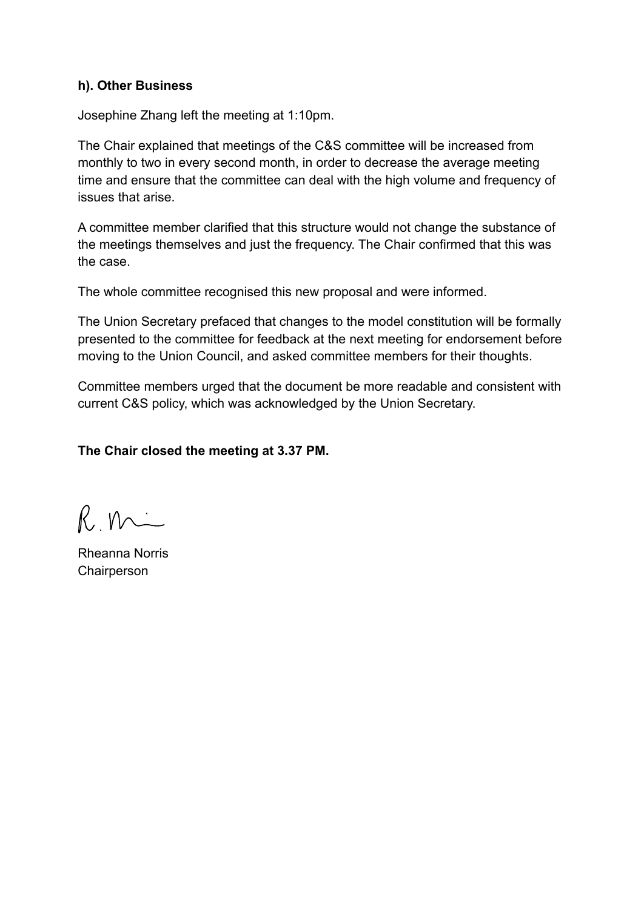**h). Other Business**

Josephine Zhang left the meeting at 1:10pm.

The Chair explained that meetings of the C&S committee will be increased from monthly to two in every second month, in order to decrease the average meeting time and ensure that the committee can deal with the high volume and frequency of issues that arise.

A committee member clarified that this structure would not change the substance of the meetings themselves and just the frequency. The Chair confirmed that this was the case.

The whole committee recognised this new proposal and were informed.

The Union Secretary prefaced that changes to the model constitution will be formally presented to the committee for feedback at the next meeting for endorsement before moving to the Union Council, and asked committee members for their thoughts.

Committee members urged that the document be more readable and consistent with current C&S policy, which was acknowledged by the Union Secretary.

**The Chair closed the meeting at 3.37 PM.**

Rheanna Norris
Chairperson